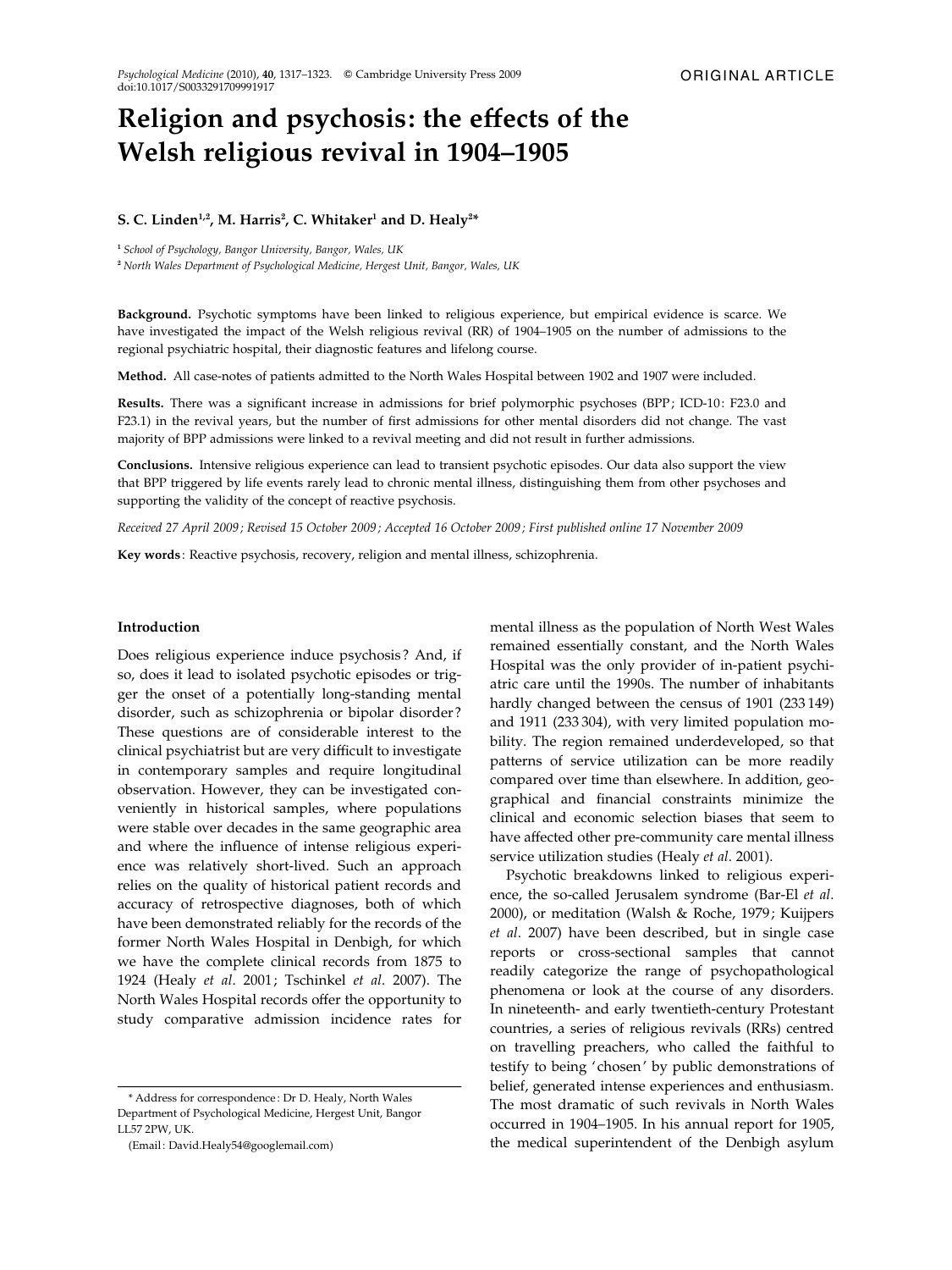ORIGINAL ARTICLE

# Religion and psychosis: the effects of the Welsh religious revival in 1904–1905

**S. C. Linden[1,2], M. Harris[2], C. Whitaker[1] and D. Healy[2]***

[1] *School of Psychology, Bangor University, Bangor, Wales, UK*

[2] *North Wales Department of Psychological Medicine, Hergest Unit, Bangor, Wales, UK*

**Background.** Psychotic symptoms have been linked to religious experience, but empirical evidence is scarce. We have investigated the impact of the Welsh religious revival (RR) of 1904–1905 on the number of admissions to the regional psychiatric hospital, their diagnostic features and lifelong course.

**Method.** All case-notes of patients admitted to the North Wales Hospital between 1902 and 1907 were included.

**Results.** There was a significant increase in admissions for brief polymorphic psychoses (BPP; ICD-10: F23.0 and F23.1) in the revival years, but the number of first admissions for other mental disorders did not change. The vast majority of BPP admissions were linked to a revival meeting and did not result in further admissions.

**Conclusions.** Intensive religious experience can lead to transient psychotic episodes. Our data also support the view that BPP triggered by life events rarely lead to chronic mental illness, distinguishing them from other psychoses and supporting the validity of the concept of reactive psychosis.

*Received 27 April 2009; Revised 15 October 2009; Accepted 16 October 2009; First published online 17 November 2009*

**Key words**: Reactive psychosis, recovery, religion and mental illness, schizophrenia.

## Introduction

Does religious experience induce psychosis? And, if so, does it lead to isolated psychotic episodes or trigger the onset of a potentially long-standing mental disorder, such as schizophrenia or bipolar disorder? These questions are of considerable interest to the clinical psychiatrist but are very difficult to investigate in contemporary samples and require longitudinal observation. However, they can be investigated conveniently in historical samples, where populations were stable over decades in the same geographic area and where the influence of intense religious experience was relatively short-lived. Such an approach relies on the quality of historical patient records and accuracy of retrospective diagnoses, both of which have been demonstrated reliably for the records of the former North Wales Hospital in Denbigh, for which we have the complete clinical records from 1875 to 1924 (Healy *et al*. 2001; Tschinkel *et al*. 2007). The North Wales Hospital records offer the opportunity to study comparative admission incidence rates for mental illness as the population of North West Wales remained essentially constant, and the North Wales Hospital was the only provider of in-patient psychiatric care until the 1990s. The number of inhabitants hardly changed between the census of 1901 (233 149) and 1911 (233 304), with very limited population mobility. The region remained underdeveloped, so that patterns of service utilization can be more readily compared over time than elsewhere. In addition, geographical and financial constraints minimize the clinical and economic selection biases that seem to have affected other pre-community care mental illness service utilization studies (Healy *et al*. 2001).

Psychotic breakdowns linked to religious experience, the so-called Jerusalem syndrome (Bar-El *et al*. 2000), or meditation (Walsh & Roche, 1979; Kuijpers *et al*. 2007) have been described, but in single case reports or cross-sectional samples that cannot readily categorize the range of psychopathological phenomena or look at the course of any disorders. In nineteenth- and early twentieth-century Protestant countries, a series of religious revivals (RRs) centred on travelling preachers, who called the faithful to testify to being 'chosen' by public demonstrations of belief, generated intense experiences and enthusiasm. The most dramatic of such revivals in North Wales occurred in 1904–1905. In his annual report for 1905, the medical superintendent of the Denbigh asylum

\* Address for correspondence: Dr D. Healy, North Wales Department of Psychological Medicine, Hergest Unit, Bangor LL57 2PW, UK.

(Email: David.Healy54@googlemail.com)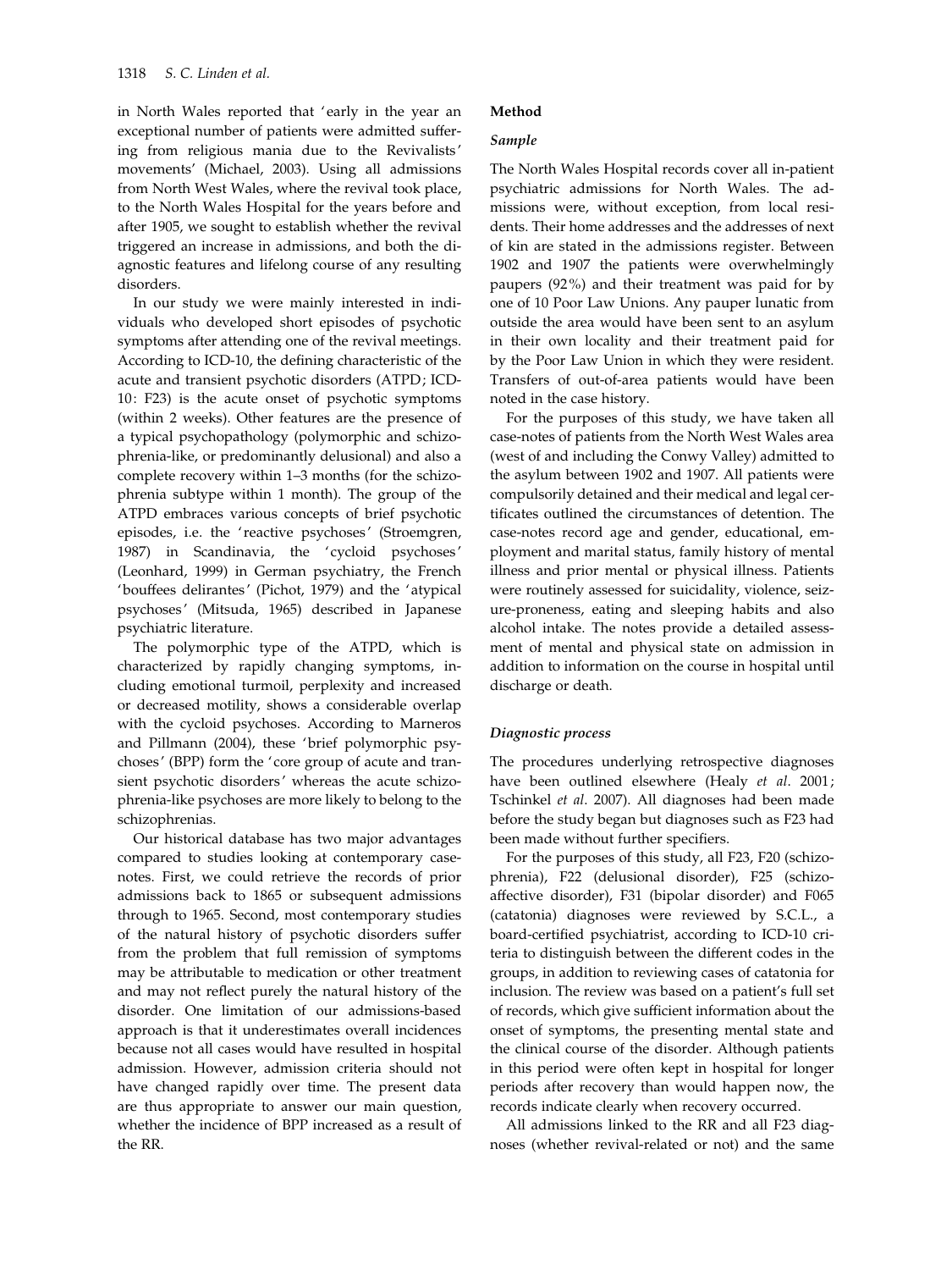in North Wales reported that 'early in the year an exceptional number of patients were admitted suffering from religious mania due to the Revivalists' movements' (Michael, 2003). Using all admissions from North West Wales, where the revival took place, to the North Wales Hospital for the years before and after 1905, we sought to establish whether the revival triggered an increase in admissions, and both the diagnostic features and lifelong course of any resulting disorders.

In our study we were mainly interested in individuals who developed short episodes of psychotic symptoms after attending one of the revival meetings. According to ICD-10, the defining characteristic of the acute and transient psychotic disorders (ATPD; ICD-10: F23) is the acute onset of psychotic symptoms (within 2 weeks). Other features are the presence of a typical psychopathology (polymorphic and schizophrenia-like, or predominantly delusional) and also a complete recovery within 1–3 months (for the schizophrenia subtype within 1 month). The group of the ATPD embraces various concepts of brief psychotic episodes, i.e. the 'reactive psychoses' (Stroemgren, 1987) in Scandinavia, the 'cycloid psychoses' (Leonhard, 1999) in German psychiatry, the French 'bouffees delirantes' (Pichot, 1979) and the 'atypical psychoses' (Mitsuda, 1965) described in Japanese psychiatric literature.

The polymorphic type of the ATPD, which is characterized by rapidly changing symptoms, including emotional turmoil, perplexity and increased or decreased motility, shows a considerable overlap with the cycloid psychoses. According to Marneros and Pillmann (2004), these 'brief polymorphic psychoses' (BPP) form the 'core group of acute and transient psychotic disorders' whereas the acute schizophrenia-like psychoses are more likely to belong to the schizophrenias.

Our historical database has two major advantages compared to studies looking at contemporary case-notes. First, we could retrieve the records of prior admissions back to 1865 or subsequent admissions through to 1965. Second, most contemporary studies of the natural history of psychotic disorders suffer from the problem that full remission of symptoms may be attributable to medication or other treatment and may not reflect purely the natural history of the disorder. One limitation of our admissions-based approach is that it underestimates overall incidences because not all cases would have resulted in hospital admission. However, admission criteria should not have changed rapidly over time. The present data are thus appropriate to answer our main question, whether the incidence of BPP increased as a result of the RR.

## Method

### *Sample*

The North Wales Hospital records cover all in-patient psychiatric admissions for North Wales. The admissions were, without exception, from local residents. Their home addresses and the addresses of next of kin are stated in the admissions register. Between 1902 and 1907 the patients were overwhelmingly paupers (92%) and their treatment was paid for by one of 10 Poor Law Unions. Any pauper lunatic from outside the area would have been sent to an asylum in their own locality and their treatment paid for by the Poor Law Union in which they were resident. Transfers of out-of-area patients would have been noted in the case history.

For the purposes of this study, we have taken all case-notes of patients from the North West Wales area (west of and including the Conwy Valley) admitted to the asylum between 1902 and 1907. All patients were compulsorily detained and their medical and legal certificates outlined the circumstances of detention. The case-notes record age and gender, educational, employment and marital status, family history of mental illness and prior mental or physical illness. Patients were routinely assessed for suicidality, violence, seizure-proneness, eating and sleeping habits and also alcohol intake. The notes provide a detailed assessment of mental and physical state on admission in addition to information on the course in hospital until discharge or death.

### *Diagnostic process*

The procedures underlying retrospective diagnoses have been outlined elsewhere (Healy *et al*. 2001; Tschinkel *et al*. 2007). All diagnoses had been made before the study began but diagnoses such as F23 had been made without further specifiers.

For the purposes of this study, all F23, F20 (schizophrenia), F22 (delusional disorder), F25 (schizoaffective disorder), F31 (bipolar disorder) and F065 (catatonia) diagnoses were reviewed by S.C.L., a board-certified psychiatrist, according to ICD-10 criteria to distinguish between the different codes in the groups, in addition to reviewing cases of catatonia for inclusion. The review was based on a patient's full set of records, which give sufficient information about the onset of symptoms, the presenting mental state and the clinical course of the disorder. Although patients in this period were often kept in hospital for longer periods after recovery than would happen now, the records indicate clearly when recovery occurred.

All admissions linked to the RR and all F23 diagnoses (whether revival-related or not) and the same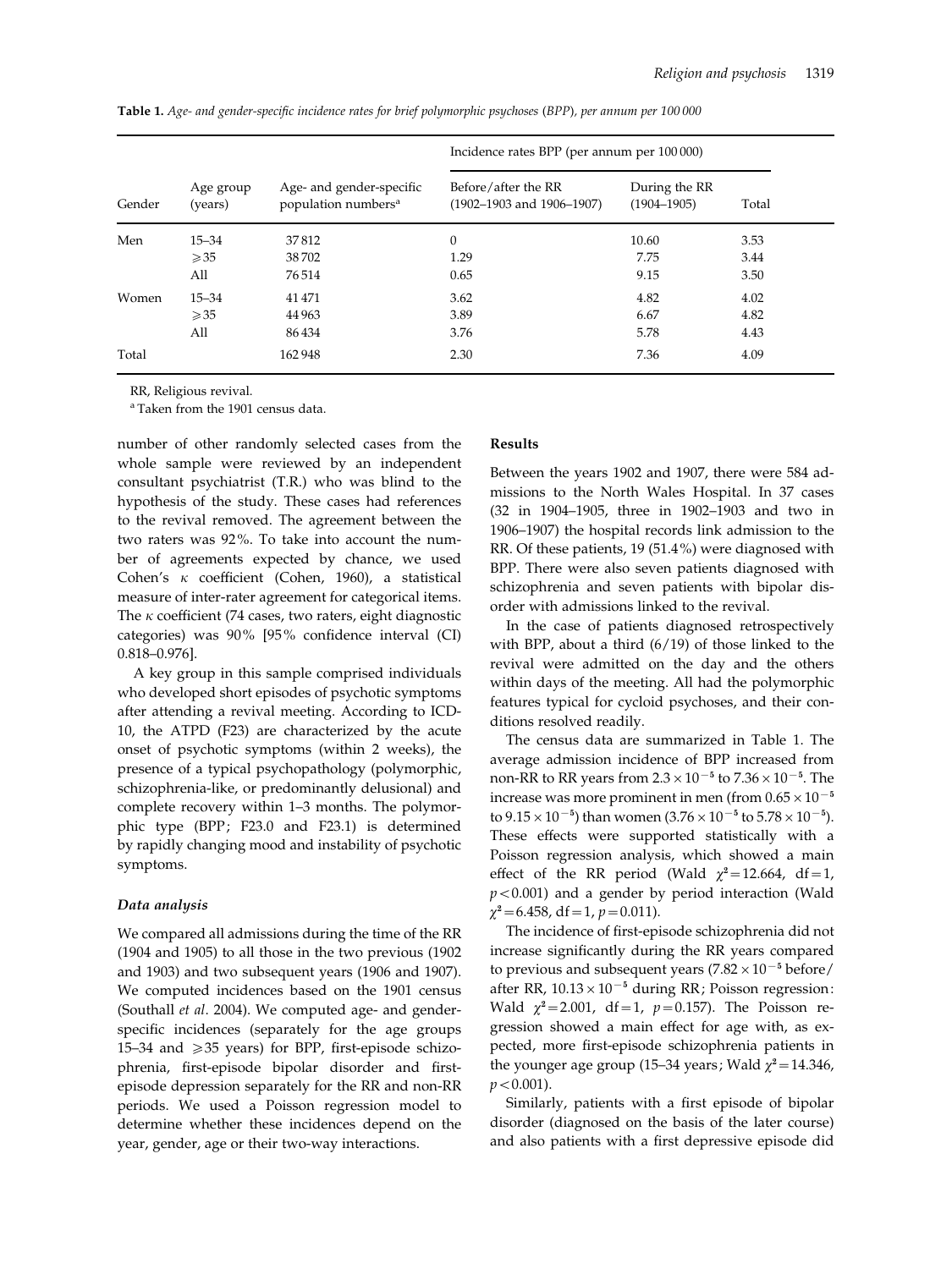**Table 1.** *Age- and gender-specific incidence rates for brief polymorphic psychoses (BPP), per annum per 100 000*

| Gender | Age group (years) | Age- and gender-specific population numbers[a] | Incidence rates BPP (per annum per 100 000) | | |
|---|---|---|---|---|---|
| | | | Before/after the RR (1902–1903 and 1906–1907) | During the RR (1904–1905) | Total |
| Men | 15–34 | 37 812 | 0 | 10.60 | 3.53 |
| | ⩾35 | 38 702 | 1.29 | 7.75 | 3.44 |
| | All | 76 514 | 0.65 | 9.15 | 3.50 |
| Women | 15–34 | 41 471 | 3.62 | 4.82 | 4.02 |
| | ⩾35 | 44 963 | 3.89 | 6.67 | 4.82 |
| | All | 86 434 | 3.76 | 5.78 | 4.43 |
| Total | | 162 948 | 2.30 | 7.36 | 4.09 |

RR, Religious revival.

[a] Taken from the 1901 census data.

number of other randomly selected cases from the whole sample were reviewed by an independent consultant psychiatrist (T.R.) who was blind to the hypothesis of the study. These cases had references to the revival removed. The agreement between the two raters was 92%. To take into account the number of agreements expected by chance, we used Cohen's $\kappa$ coefficient (Cohen, 1960), a statistical measure of inter-rater agreement for categorical items. The $\kappa$ coefficient (74 cases, two raters, eight diagnostic categories) was 90% [95% confidence interval (CI) 0.818–0.976].

A key group in this sample comprised individuals who developed short episodes of psychotic symptoms after attending a revival meeting. According to ICD-10, the ATPD (F23) are characterized by the acute onset of psychotic symptoms (within 2 weeks), the presence of a typical psychopathology (polymorphic, schizophrenia-like, or predominantly delusional) and complete recovery within 1–3 months. The polymorphic type (BPP; F23.0 and F23.1) is determined by rapidly changing mood and instability of psychotic symptoms.

### *Data analysis*

We compared all admissions during the time of the RR (1904 and 1905) to all those in the two previous (1902 and 1903) and two subsequent years (1906 and 1907). We computed incidences based on the 1901 census (Southall *et al*. 2004). We computed age- and gender-specific incidences (separately for the age groups 15–34 and ⩾35 years) for BPP, first-episode schizophrenia, first-episode bipolar disorder and first-episode depression separately for the RR and non-RR periods. We used a Poisson regression model to determine whether these incidences depend on the year, gender, age or their two-way interactions.

### Results

Between the years 1902 and 1907, there were 584 admissions to the North Wales Hospital. In 37 cases (32 in 1904–1905, three in 1902–1903 and two in 1906–1907) the hospital records link admission to the RR. Of these patients, 19 (51.4%) were diagnosed with BPP. There were also seven patients diagnosed with schizophrenia and seven patients with bipolar disorder with admissions linked to the revival.

In the case of patients diagnosed retrospectively with BPP, about a third (6/19) of those linked to the revival were admitted on the day and the others within days of the meeting. All had the polymorphic features typical for cycloid psychoses, and their conditions resolved readily.

The census data are summarized in Table 1. The average admission incidence of BPP increased from non-RR to RR years from $2.3\times10^{-5}$ to $7.36\times10^{-5}$. The increase was more prominent in men (from $0.65\times10^{-5}$ to $9.15\times10^{-5}$) than women ($3.76\times10^{-5}$ to $5.78\times10^{-5}$). These effects were supported statistically with a Poisson regression analysis, which showed a main effect of the RR period (Wald $\chi^2=12.664$, df$=1$, $p<0.001$) and a gender by period interaction (Wald $\chi^2=6.458$, df$=1$, $p=0.011$).

The incidence of first-episode schizophrenia did not increase significantly during the RR years compared to previous and subsequent years ($7.82\times10^{-5}$ before/after RR, $10.13\times10^{-5}$ during RR; Poisson regression: Wald $\chi^2=2.001$, df$=1$, $p=0.157$). The Poisson regression showed a main effect for age with, as expected, more first-episode schizophrenia patients in the younger age group (15–34 years; Wald $\chi^2=14.346$, $p<0.001$).

Similarly, patients with a first episode of bipolar disorder (diagnosed on the basis of the later course) and also patients with a first depressive episode did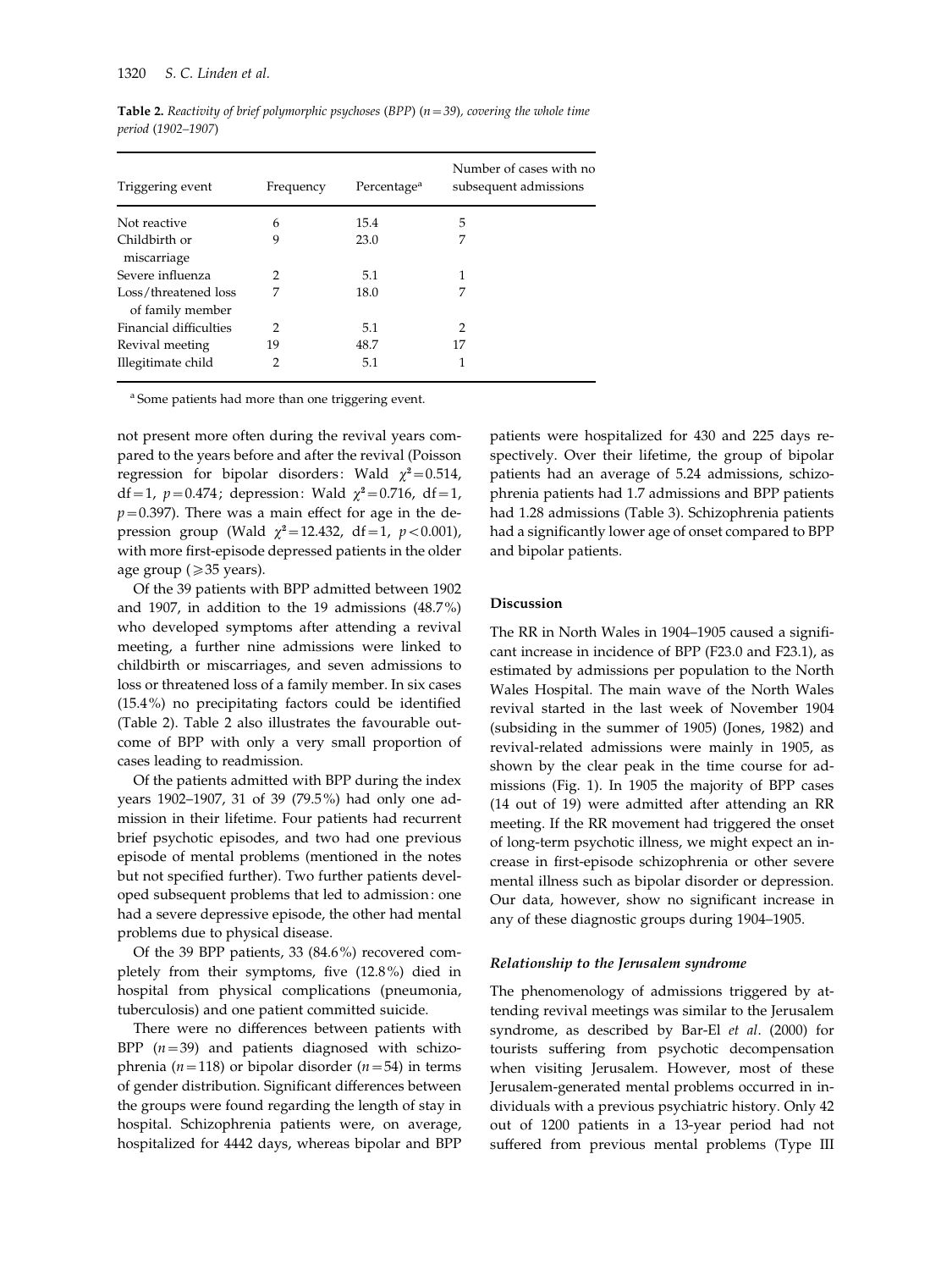**Table 2.** *Reactivity of brief polymorphic psychoses (BPP) (n = 39), covering the whole time period (1902–1907)*

| Triggering event | Frequency | Percentage[a] | Number of cases with no subsequent admissions |
|---|---|---|---|
| Not reactive | 6 | 15.4 | 5 |
| Childbirth or miscarriage | 9 | 23.0 | 7 |
| Severe influenza | 2 | 5.1 | 1 |
| Loss/threatened loss of family member | 7 | 18.0 | 7 |
| Financial difficulties | 2 | 5.1 | 2 |
| Revival meeting | 19 | 48.7 | 17 |
| Illegitimate child | 2 | 5.1 | 1 |

[a] Some patients had more than one triggering event.

not present more often during the revival years compared to the years before and after the revival (Poisson regression for bipolar disorders: Wald $\chi^2 = 0.514$, df = 1, $p = 0.474$; depression: Wald $\chi^2 = 0.716$, df = 1, $p = 0.397$). There was a main effect for age in the depression group (Wald $\chi^2 = 12.432$, df = 1, $p < 0.001$), with more first-episode depressed patients in the older age group ($\geqslant 35$ years).

Of the 39 patients with BPP admitted between 1902 and 1907, in addition to the 19 admissions (48.7%) who developed symptoms after attending a revival meeting, a further nine admissions were linked to childbirth or miscarriages, and seven admissions to loss or threatened loss of a family member. In six cases (15.4%) no precipitating factors could be identified (Table 2). Table 2 also illustrates the favourable outcome of BPP with only a very small proportion of cases leading to readmission.

Of the patients admitted with BPP during the index years 1902–1907, 31 of 39 (79.5%) had only one admission in their lifetime. Four patients had recurrent brief psychotic episodes, and two had one previous episode of mental problems (mentioned in the notes but not specified further). Two further patients developed subsequent problems that led to admission: one had a severe depressive episode, the other had mental problems due to physical disease.

Of the 39 BPP patients, 33 (84.6%) recovered completely from their symptoms, five (12.8%) died in hospital from physical complications (pneumonia, tuberculosis) and one patient committed suicide.

There were no differences between patients with BPP ($n = 39$) and patients diagnosed with schizophrenia ($n = 118$) or bipolar disorder ($n = 54$) in terms of gender distribution. Significant differences between the groups were found regarding the length of stay in hospital. Schizophrenia patients were, on average, hospitalized for 4442 days, whereas bipolar and BPP patients were hospitalized for 430 and 225 days respectively. Over their lifetime, the group of bipolar patients had an average of 5.24 admissions, schizophrenia patients had 1.7 admissions and BPP patients had 1.28 admissions (Table 3). Schizophrenia patients had a significantly lower age of onset compared to BPP and bipolar patients.

## Discussion

The RR in North Wales in 1904–1905 caused a significant increase in incidence of BPP (F23.0 and F23.1), as estimated by admissions per population to the North Wales Hospital. The main wave of the North Wales revival started in the last week of November 1904 (subsiding in the summer of 1905) (Jones, 1982) and revival-related admissions were mainly in 1905, as shown by the clear peak in the time course for admissions (Fig. 1). In 1905 the majority of BPP cases (14 out of 19) were admitted after attending an RR meeting. If the RR movement had triggered the onset of long-term psychotic illness, we might expect an increase in first-episode schizophrenia or other severe mental illness such as bipolar disorder or depression. Our data, however, show no significant increase in any of these diagnostic groups during 1904–1905.

### *Relationship to the Jerusalem syndrome*

The phenomenology of admissions triggered by attending revival meetings was similar to the Jerusalem syndrome, as described by Bar-El *et al*. (2000) for tourists suffering from psychotic decompensation when visiting Jerusalem. However, most of these Jerusalem-generated mental problems occurred in individuals with a previous psychiatric history. Only 42 out of 1200 patients in a 13-year period had not suffered from previous mental problems (Type III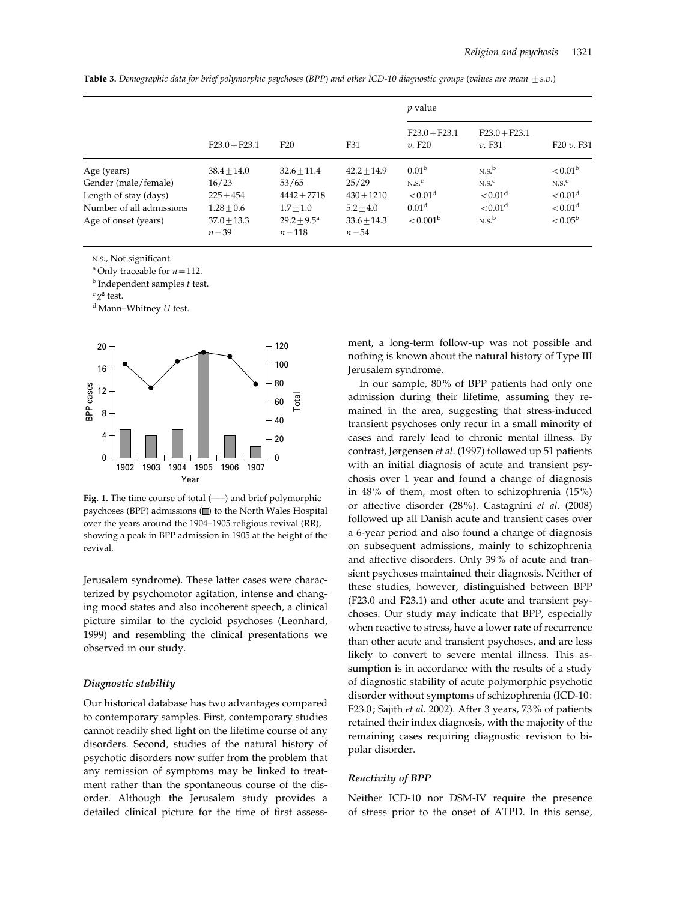**Table 3.** *Demographic data for brief polymorphic psychoses (BPP) and other ICD-10 diagnostic groups (values are mean ± S.D.)*

| | F23.0 + F23.1 | F20 | F31 | *p* value | | |
|---|---|---|---|---|---|---|
| | | | | F23.0 + F23.1 *v.* F20 | F23.0 + F23.1 *v.* F31 | F20 *v.* F31 |
| Age (years) | 38.4 ± 14.0 | 32.6 ± 11.4 | 42.2 ± 14.9 | 0.01[b] | N.S.[b] | < 0.01[b] |
| Gender (male/female) | 16/23 | 53/65 | 25/29 | N.S.[c] | N.S.[c] | N.S.[c] |
| Length of stay (days) | 225 ± 454 | 4442 ± 7718 | 430 ± 1210 | < 0.01[d] | < 0.01[d] | < 0.01[d] |
| Number of all admissions | 1.28 ± 0.6 | 1.7 ± 1.0 | 5.2 ± 4.0 | 0.01[d] | < 0.01[d] | < 0.01[d] |
| Age of onset (years) | 37.0 ± 13.3 *n* = 39 | 29.2 ± 9.5[a] *n* = 118 | 33.6 ± 14.3 *n* = 54 | < 0.001[b] | N.S.[b] | < 0.05[b] |

N.S., Not significant.

[a] Only traceable for *n* = 112.

[b] Independent samples *t* test.

[c] $\chi^2$ test.

[d] Mann–Whitney *U* test.

**Fig. 1.** The time course of total (——) and brief polymorphic psychoses (BPP) admissions (▭) to the North Wales Hospital over the years around the 1904–1905 religious revival (RR), showing a peak in BPP admission in 1905 at the height of the revival.

Jerusalem syndrome). These latter cases were characterized by psychomotor agitation, intense and changing mood states and also incoherent speech, a clinical picture similar to the cycloid psychoses (Leonhard, 1999) and resembling the clinical presentations we observed in our study.

### *Diagnostic stability*

Our historical database has two advantages compared to contemporary samples. First, contemporary studies cannot readily shed light on the lifetime course of any disorders. Second, studies of the natural history of psychotic disorders now suffer from the problem that any remission of symptoms may be linked to treatment rather than the spontaneous course of the disorder. Although the Jerusalem study provides a detailed clinical picture for the time of first assessment, a long-term follow-up was not possible and nothing is known about the natural history of Type III Jerusalem syndrome.

In our sample, 80% of BPP patients had only one admission during their lifetime, assuming they remained in the area, suggesting that stress-induced transient psychoses only recur in a small minority of cases and rarely lead to chronic mental illness. By contrast, Jørgensen *et al*. (1997) followed up 51 patients with an initial diagnosis of acute and transient psychosis over 1 year and found a change of diagnosis in 48% of them, most often to schizophrenia (15%) or affective disorder (28%). Castagnini *et al*. (2008) followed up all Danish acute and transient cases over a 6-year period and also found a change of diagnosis on subsequent admissions, mainly to schizophrenia and affective disorders. Only 39% of acute and transient psychoses maintained their diagnosis. Neither of these studies, however, distinguished between BPP (F23.0 and F23.1) and other acute and transient psychoses. Our study may indicate that BPP, especially when reactive to stress, have a lower rate of recurrence than other acute and transient psychoses, and are less likely to convert to severe mental illness. This assumption is in accordance with the results of a study of diagnostic stability of acute polymorphic psychotic disorder without symptoms of schizophrenia (ICD-10: F23.0; Sajith *et al*. 2002). After 3 years, 73% of patients retained their index diagnosis, with the majority of the remaining cases requiring diagnostic revision to bipolar disorder.

### *Reactivity of BPP*

Neither ICD-10 nor DSM-IV require the presence of stress prior to the onset of ATPD. In this sense,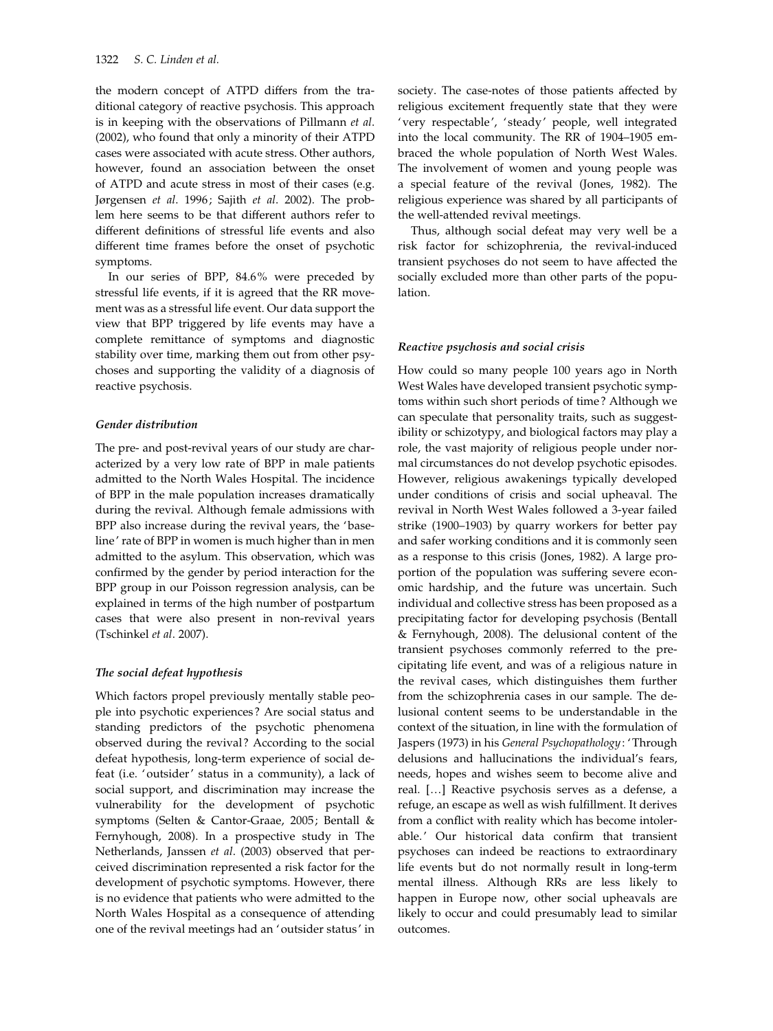the modern concept of ATPD differs from the traditional category of reactive psychosis. This approach is in keeping with the observations of Pillmann *et al*. (2002), who found that only a minority of their ATPD cases were associated with acute stress. Other authors, however, found an association between the onset of ATPD and acute stress in most of their cases (e.g. Jørgensen *et al*. 1996; Sajith *et al*. 2002). The problem here seems to be that different authors refer to different definitions of stressful life events and also different time frames before the onset of psychotic symptoms.

In our series of BPP, 84.6% were preceded by stressful life events, if it is agreed that the RR movement was as a stressful life event. Our data support the view that BPP triggered by life events may have a complete remittance of symptoms and diagnostic stability over time, marking them out from other psychoses and supporting the validity of a diagnosis of reactive psychosis.

### *Gender distribution*

The pre- and post-revival years of our study are characterized by a very low rate of BPP in male patients admitted to the North Wales Hospital. The incidence of BPP in the male population increases dramatically during the revival. Although female admissions with BPP also increase during the revival years, the 'baseline' rate of BPP in women is much higher than in men admitted to the asylum. This observation, which was confirmed by the gender by period interaction for the BPP group in our Poisson regression analysis, can be explained in terms of the high number of postpartum cases that were also present in non-revival years (Tschinkel *et al*. 2007).

### *The social defeat hypothesis*

Which factors propel previously mentally stable people into psychotic experiences? Are social status and standing predictors of the psychotic phenomena observed during the revival? According to the social defeat hypothesis, long-term experience of social defeat (i.e. 'outsider' status in a community), a lack of social support, and discrimination may increase the vulnerability for the development of psychotic symptoms (Selten & Cantor-Graae, 2005; Bentall & Fernyhough, 2008). In a prospective study in The Netherlands, Janssen *et al*. (2003) observed that perceived discrimination represented a risk factor for the development of psychotic symptoms. However, there is no evidence that patients who were admitted to the North Wales Hospital as a consequence of attending one of the revival meetings had an 'outsider status' in society. The case-notes of those patients affected by religious excitement frequently state that they were 'very respectable', 'steady' people, well integrated into the local community. The RR of 1904–1905 embraced the whole population of North West Wales. The involvement of women and young people was a special feature of the revival (Jones, 1982). The religious experience was shared by all participants of the well-attended revival meetings.

Thus, although social defeat may very well be a risk factor for schizophrenia, the revival-induced transient psychoses do not seem to have affected the socially excluded more than other parts of the population.

### *Reactive psychosis and social crisis*

How could so many people 100 years ago in North West Wales have developed transient psychotic symptoms within such short periods of time? Although we can speculate that personality traits, such as suggestibility or schizotypy, and biological factors may play a role, the vast majority of religious people under normal circumstances do not develop psychotic episodes. However, religious awakenings typically developed under conditions of crisis and social upheaval. The revival in North West Wales followed a 3-year failed strike (1900–1903) by quarry workers for better pay and safer working conditions and it is commonly seen as a response to this crisis (Jones, 1982). A large proportion of the population was suffering severe economic hardship, and the future was uncertain. Such individual and collective stress has been proposed as a precipitating factor for developing psychosis (Bentall & Fernyhough, 2008). The delusional content of the transient psychoses commonly referred to the precipitating life event, and was of a religious nature in the revival cases, which distinguishes them further from the schizophrenia cases in our sample. The delusional content seems to be understandable in the context of the situation, in line with the formulation of Jaspers (1973) in his *General Psychopathology*: 'Through delusions and hallucinations the individual's fears, needs, hopes and wishes seem to become alive and real. […] Reactive psychosis serves as a defense, a refuge, an escape as well as wish fulfillment. It derives from a conflict with reality which has become intolerable.' Our historical data confirm that transient psychoses can indeed be reactions to extraordinary life events but do not normally result in long-term mental illness. Although RRs are less likely to happen in Europe now, other social upheavals are likely to occur and could presumably lead to similar outcomes.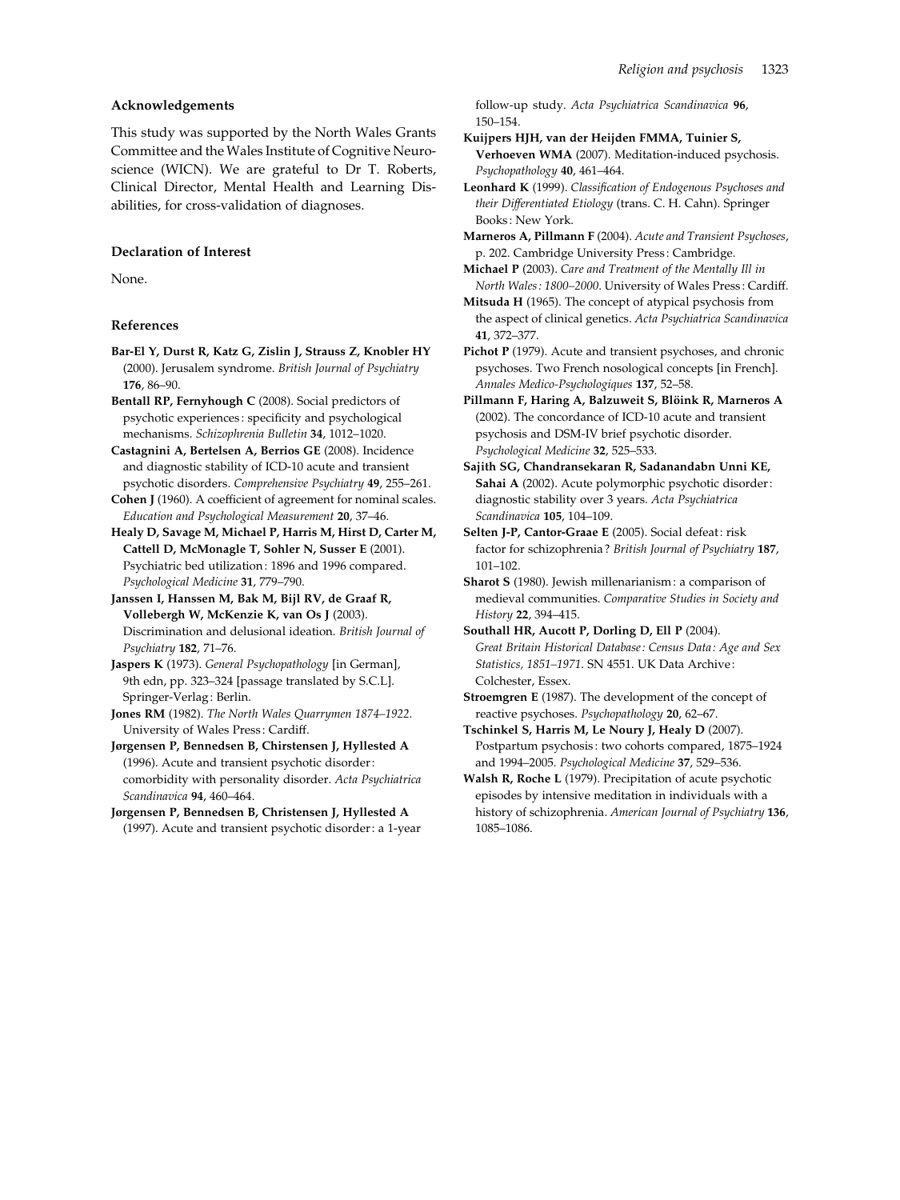## Acknowledgements

This study was supported by the North Wales Grants Committee and the Wales Institute of Cognitive Neuroscience (WICN). We are grateful to Dr T. Roberts, Clinical Director, Mental Health and Learning Disabilities, for cross-validation of diagnoses.

## Declaration of Interest

None.

## References

**Bar-El Y, Durst R, Katz G, Zislin J, Strauss Z, Knobler HY** (2000). Jerusalem syndrome. *British Journal of Psychiatry* **176**, 86–90.

**Bentall RP, Fernyhough C** (2008). Social predictors of psychotic experiences: specificity and psychological mechanisms. *Schizophrenia Bulletin* **34**, 1012–1020.

**Castagnini A, Bertelsen A, Berrios GE** (2008). Incidence and diagnostic stability of ICD-10 acute and transient psychotic disorders. *Comprehensive Psychiatry* **49**, 255–261.

**Cohen J** (1960). A coefficient of agreement for nominal scales. *Education and Psychological Measurement* **20**, 37–46.

**Healy D, Savage M, Michael P, Harris M, Hirst D, Carter M, Cattell D, McMonagle T, Sohler N, Susser E** (2001). Psychiatric bed utilization: 1896 and 1996 compared. *Psychological Medicine* **31**, 779–790.

**Janssen I, Hanssen M, Bak M, Bijl RV, de Graaf R, Vollebergh W, McKenzie K, van Os J** (2003). Discrimination and delusional ideation. *British Journal of Psychiatry* **182**, 71–76.

**Jaspers K** (1973). *General Psychopathology* [in German], 9th edn, pp. 323–324 [passage translated by S.C.L]. Springer-Verlag: Berlin.

**Jones RM** (1982). *The North Wales Quarrymen 1874–1922*. University of Wales Press: Cardiff.

**Jørgensen P, Bennedsen B, Chirstensen J, Hyllested A** (1996). Acute and transient psychotic disorder: comorbidity with personality disorder. *Acta Psychiatrica Scandinavica* **94**, 460–464.

**Jørgensen P, Bennedsen B, Christensen J, Hyllested A** (1997). Acute and transient psychotic disorder: a 1-year follow-up study. *Acta Psychiatrica Scandinavica* **96**, 150–154.

**Kuijpers HJH, van der Heijden FMMA, Tuinier S, Verhoeven WMA** (2007). Meditation-induced psychosis. *Psychopathology* **40**, 461–464.

**Leonhard K** (1999). *Classification of Endogenous Psychoses and their Differentiated Etiology* (trans. C. H. Cahn). Springer Books: New York.

**Marneros A, Pillmann F** (2004). *Acute and Transient Psychoses*, p. 202. Cambridge University Press: Cambridge.

**Michael P** (2003). *Care and Treatment of the Mentally Ill in North Wales: 1800–2000*. University of Wales Press: Cardiff.

**Mitsuda H** (1965). The concept of atypical psychosis from the aspect of clinical genetics. *Acta Psychiatrica Scandinavica* **41**, 372–377.

**Pichot P** (1979). Acute and transient psychoses, and chronic psychoses. Two French nosological concepts [in French]. *Annales Medico-Psychologiques* **137**, 52–58.

**Pillmann F, Haring A, Balzuweit S, Blöink R, Marneros A** (2002). The concordance of ICD-10 acute and transient psychosis and DSM-IV brief psychotic disorder. *Psychological Medicine* **32**, 525–533.

**Sajith SG, Chandransekaran R, Sadanandabn Unni KE, Sahai A** (2002). Acute polymorphic psychotic disorder: diagnostic stability over 3 years. *Acta Psychiatrica Scandinavica* **105**, 104–109.

**Selten J-P, Cantor-Graae E** (2005). Social defeat: risk factor for schizophrenia? *British Journal of Psychiatry* **187**, 101–102.

**Sharot S** (1980). Jewish millenarianism: a comparison of medieval communities. *Comparative Studies in Society and History* **22**, 394–415.

**Southall HR, Aucott P, Dorling D, Ell P** (2004). *Great Britain Historical Database: Census Data: Age and Sex Statistics, 1851–1971*. SN 4551. UK Data Archive: Colchester, Essex.

**Stroemgren E** (1987). The development of the concept of reactive psychoses. *Psychopathology* **20**, 62–67.

**Tschinkel S, Harris M, Le Noury J, Healy D** (2007). Postpartum psychosis: two cohorts compared, 1875–1924 and 1994–2005. *Psychological Medicine* **37**, 529–536.

**Walsh R, Roche L** (1979). Precipitation of acute psychotic episodes by intensive meditation in individuals with a history of schizophrenia. *American Journal of Psychiatry* **136**, 1085–1086.